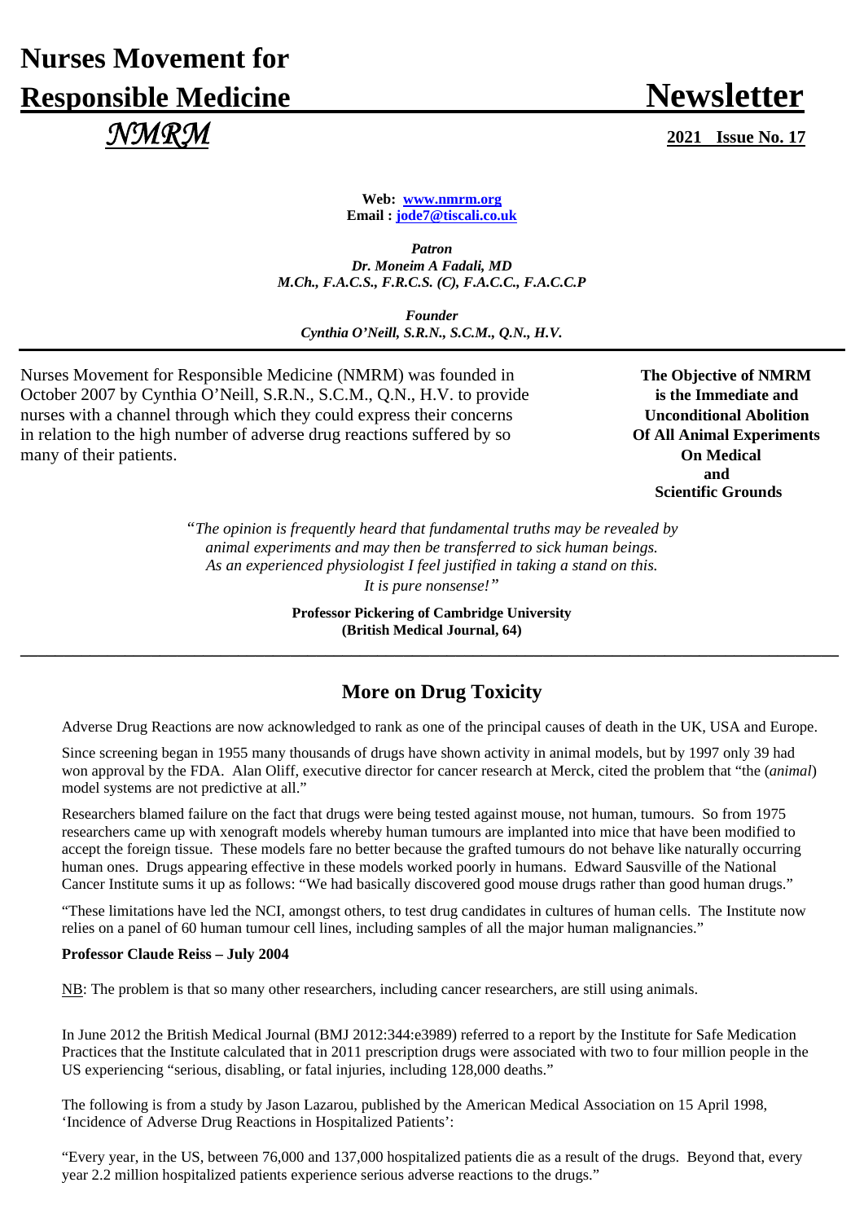# Nurses Movement for Responsible Medicine

# Newsletter

*NMRM*

**2021 Issue No. 17**

**Web: [www.nmrm.org](http://www.nmrm.org)**
**Email : [jode7@tiscali.co.uk](mailto:jode7@tiscali.co.uk)**

***Patron***
***Dr. Moneim A Fadali, MD***
***M.Ch., F.A.C.S., F.R.C.S. (C), F.A.C.C., F.A.C.C.P***

***Founder***
***Cynthia O'Neill, S.R.N., S.C.M., Q.N., H.V.***

---

Nurses Movement for Responsible Medicine (NMRM) was founded in October 2007 by Cynthia O'Neill, S.R.N., S.C.M., Q.N., H.V. to provide nurses with a channel through which they could express their concerns in relation to the high number of adverse drug reactions suffered by so many of their patients.

**The Objective of NMRM is the Immediate and Unconditional Abolition Of All Animal Experiments On Medical and Scientific Grounds**

"*The opinion is frequently heard that fundamental truths may be revealed by animal experiments and may then be transferred to sick human beings. As an experienced physiologist I feel justified in taking a stand on this. It is pure nonsense!*"

**Professor Pickering of Cambridge University**
**(British Medical Journal, 64)**

---

## More on Drug Toxicity

Adverse Drug Reactions are now acknowledged to rank as one of the principal causes of death in the UK, USA and Europe.

Since screening began in 1955 many thousands of drugs have shown activity in animal models, but by 1997 only 39 had won approval by the FDA. Alan Oliff, executive director for cancer research at Merck, cited the problem that "the (*animal*) model systems are not predictive at all."

Researchers blamed failure on the fact that drugs were being tested against mouse, not human, tumours. So from 1975 researchers came up with xenograft models whereby human tumours are implanted into mice that have been modified to accept the foreign tissue. These models fare no better because the grafted tumours do not behave like naturally occurring human ones. Drugs appearing effective in these models worked poorly in humans. Edward Sausville of the National Cancer Institute sums it up as follows: "We had basically discovered good mouse drugs rather than good human drugs."

"These limitations have led the NCI, amongst others, to test drug candidates in cultures of human cells. The Institute now relies on a panel of 60 human tumour cell lines, including samples of all the major human malignancies."

**Professor Claude Reiss – July 2004**

NB: The problem is that so many other researchers, including cancer researchers, are still using animals.

In June 2012 the British Medical Journal (BMJ 2012:344:e3989) referred to a report by the Institute for Safe Medication Practices that the Institute calculated that in 2011 prescription drugs were associated with two to four million people in the US experiencing "serious, disabling, or fatal injuries, including 128,000 deaths."

The following is from a study by Jason Lazarou, published by the American Medical Association on 15 April 1998, 'Incidence of Adverse Drug Reactions in Hospitalized Patients':

"Every year, in the US, between 76,000 and 137,000 hospitalized patients die as a result of the drugs. Beyond that, every year 2.2 million hospitalized patients experience serious adverse reactions to the drugs."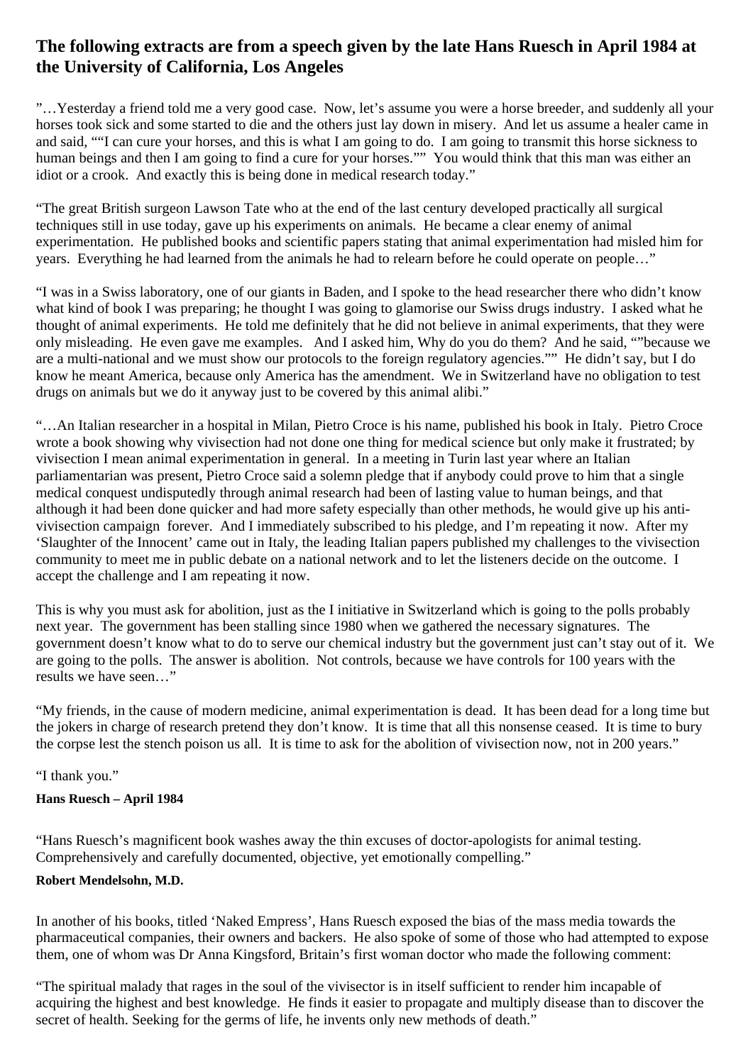## The following extracts are from a speech given by the late Hans Ruesch in April 1984 at the University of California, Los Angeles

"…Yesterday a friend told me a very good case. Now, let's assume you were a horse breeder, and suddenly all your horses took sick and some started to die and the others just lay down in misery. And let us assume a healer came in and said, ""I can cure your horses, and this is what I am going to do. I am going to transmit this horse sickness to human beings and then I am going to find a cure for your horses."" You would think that this man was either an idiot or a crook. And exactly this is being done in medical research today."

"The great British surgeon Lawson Tate who at the end of the last century developed practically all surgical techniques still in use today, gave up his experiments on animals. He became a clear enemy of animal experimentation. He published books and scientific papers stating that animal experimentation had misled him for years. Everything he had learned from the animals he had to relearn before he could operate on people…"

"I was in a Swiss laboratory, one of our giants in Baden, and I spoke to the head researcher there who didn't know what kind of book I was preparing; he thought I was going to glamorise our Swiss drugs industry. I asked what he thought of animal experiments. He told me definitely that he did not believe in animal experiments, that they were only misleading. He even gave me examples. And I asked him, Why do you do them? And he said, ""because we are a multi-national and we must show our protocols to the foreign regulatory agencies."" He didn't say, but I do know he meant America, because only America has the amendment. We in Switzerland have no obligation to test drugs on animals but we do it anyway just to be covered by this animal alibi."

"…An Italian researcher in a hospital in Milan, Pietro Croce is his name, published his book in Italy. Pietro Croce wrote a book showing why vivisection had not done one thing for medical science but only make it frustrated; by vivisection I mean animal experimentation in general. In a meeting in Turin last year where an Italian parliamentarian was present, Pietro Croce said a solemn pledge that if anybody could prove to him that a single medical conquest undisputedly through animal research had been of lasting value to human beings, and that although it had been done quicker and had more safety especially than other methods, he would give up his anti-vivisection campaign forever. And I immediately subscribed to his pledge, and I'm repeating it now. After my 'Slaughter of the Innocent' came out in Italy, the leading Italian papers published my challenges to the vivisection community to meet me in public debate on a national network and to let the listeners decide on the outcome. I accept the challenge and I am repeating it now.

This is why you must ask for abolition, just as the I initiative in Switzerland which is going to the polls probably next year. The government has been stalling since 1980 when we gathered the necessary signatures. The government doesn't know what to do to serve our chemical industry but the government just can't stay out of it. We are going to the polls. The answer is abolition. Not controls, because we have controls for 100 years with the results we have seen…"

"My friends, in the cause of modern medicine, animal experimentation is dead. It has been dead for a long time but the jokers in charge of research pretend they don't know. It is time that all this nonsense ceased. It is time to bury the corpse lest the stench poison us all. It is time to ask for the abolition of vivisection now, not in 200 years."

"I thank you."

**Hans Ruesch – April 1984**

"Hans Ruesch's magnificent book washes away the thin excuses of doctor-apologists for animal testing. Comprehensively and carefully documented, objective, yet emotionally compelling."

**Robert Mendelsohn, M.D.**

In another of his books, titled 'Naked Empress', Hans Ruesch exposed the bias of the mass media towards the pharmaceutical companies, their owners and backers. He also spoke of some of those who had attempted to expose them, one of whom was Dr Anna Kingsford, Britain's first woman doctor who made the following comment:

"The spiritual malady that rages in the soul of the vivisector is in itself sufficient to render him incapable of acquiring the highest and best knowledge. He finds it easier to propagate and multiply disease than to discover the secret of health. Seeking for the germs of life, he invents only new methods of death."